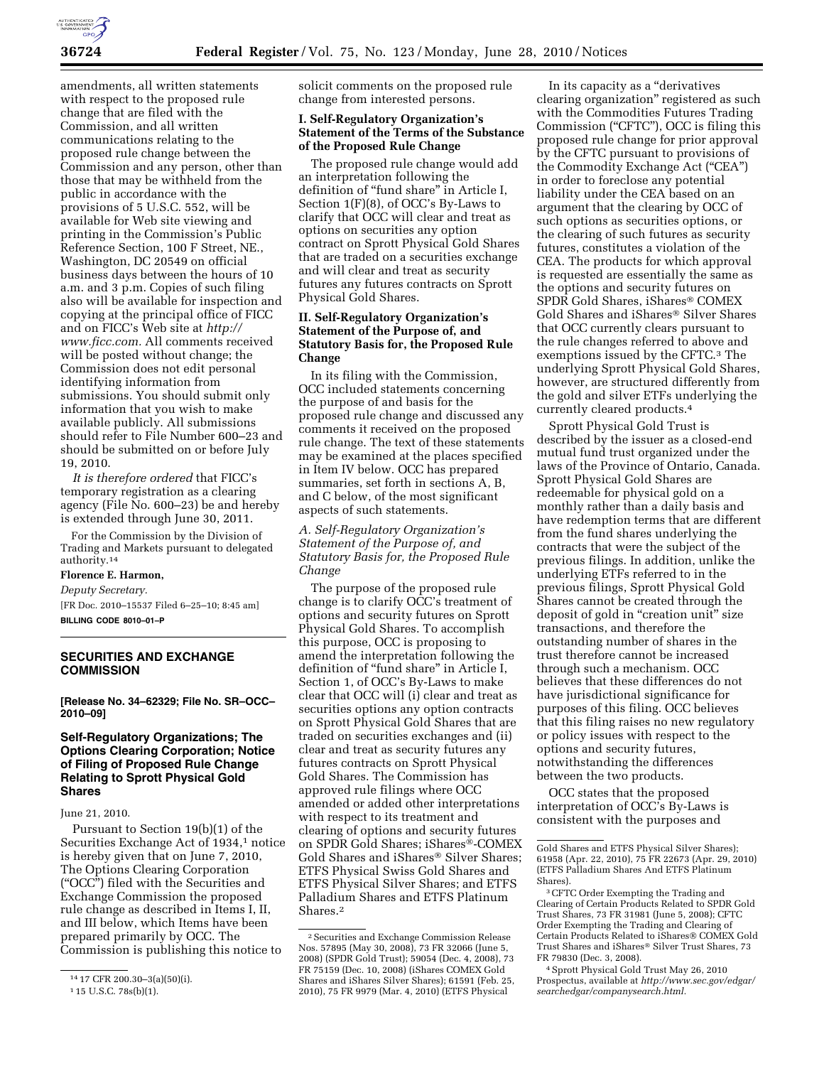amendments, all written statements with respect to the proposed rule change that are filed with the Commission, and all written communications relating to the proposed rule change between the Commission and any person, other than those that may be withheld from the public in accordance with the provisions of 5 U.S.C. 552, will be available for Web site viewing and printing in the Commission's Public Reference Section, 100 F Street, NE., Washington, DC 20549 on official business days between the hours of 10 a.m. and 3 p.m. Copies of such filing also will be available for inspection and copying at the principal office of FICC and on FICC's Web site at *http://www.ficc.com.* All comments received will be posted without change; the Commission does not edit personal identifying information from submissions. You should submit only information that you wish to make available publicly. All submissions should refer to File Number 600–23 and should be submitted on or before July 19, 2010.

*It is therefore ordered* that FICC's temporary registration as a clearing agency (File No. 600–23) be and hereby is extended through June 30, 2011.

For the Commission by the Division of Trading and Markets pursuant to delegated authority.[14]

**Florence E. Harmon,**

*Deputy Secretary.*

[FR Doc. 2010–15537 Filed 6–25–10; 8:45 am]

**BILLING CODE 8010–01–P**

[14] 17 CFR 200.30–3(a)(50)(i).

## SECURITIES AND EXCHANGE COMMISSION

**[Release No. 34–62329; File No. SR–OCC–2010–09]**

## Self-Regulatory Organizations; The Options Clearing Corporation; Notice of Filing of Proposed Rule Change Relating to Sprott Physical Gold Shares

June 21, 2010.

Pursuant to Section 19(b)(1) of the Securities Exchange Act of 1934,[1] notice is hereby given that on June 7, 2010, The Options Clearing Corporation ("OCC") filed with the Securities and Exchange Commission the proposed rule change as described in Items I, II, and III below, which Items have been prepared primarily by OCC. The Commission is publishing this notice to solicit comments on the proposed rule change from interested persons.

[1] 15 U.S.C. 78s(b)(1).

### I. Self-Regulatory Organization's Statement of the Terms of the Substance of the Proposed Rule Change

The proposed rule change would add an interpretation following the definition of "fund share" in Article I, Section 1(F)(8), of OCC's By-Laws to clarify that OCC will clear and treat as options on securities any option contract on Sprott Physical Gold Shares that are traded on a securities exchange and will clear and treat as security futures any futures contracts on Sprott Physical Gold Shares.

### II. Self-Regulatory Organization's Statement of the Purpose of, and Statutory Basis for, the Proposed Rule Change

In its filing with the Commission, OCC included statements concerning the purpose of and basis for the proposed rule change and discussed any comments it received on the proposed rule change. The text of these statements may be examined at the places specified in Item IV below. OCC has prepared summaries, set forth in sections A, B, and C below, of the most significant aspects of such statements.

*A. Self-Regulatory Organization's Statement of the Purpose of, and Statutory Basis for, the Proposed Rule Change*

The purpose of the proposed rule change is to clarify OCC's treatment of options and security futures on Sprott Physical Gold Shares. To accomplish this purpose, OCC is proposing to amend the interpretation following the definition of "fund share" in Article I, Section 1, of OCC's By-Laws to make clear that OCC will (i) clear and treat as securities options any option contracts on Sprott Physical Gold Shares that are traded on securities exchanges and (ii) clear and treat as security futures any futures contracts on Sprott Physical Gold Shares. The Commission has approved rule filings where OCC amended or added other interpretations with respect to its treatment and clearing of options and security futures on SPDR Gold Shares; iShares®-COMEX Gold Shares and iShares® Silver Shares; ETFS Physical Swiss Gold Shares and ETFS Physical Silver Shares; and ETFS Palladium Shares and ETFS Platinum Shares.[2]

[2] Securities and Exchange Commission Release Nos. 57895 (May 30, 2008), 73 FR 32066 (June 5, 2008) (SPDR Gold Trust); 59054 (Dec. 4, 2008), 73 FR 75159 (Dec. 10, 2008) (iShares COMEX Gold Shares and iShares Silver Shares); 61591 (Feb. 25, 2010), 75 FR 9979 (Mar. 4, 2010) (ETFS Physical Gold Shares and ETFS Physical Silver Shares); 61958 (Apr. 22, 2010), 75 FR 22673 (Apr. 29, 2010) (ETFS Palladium Shares And ETFS Platinum Shares).

In its capacity as a "derivatives clearing organization" registered as such with the Commodities Futures Trading Commission ("CFTC"), OCC is filing this proposed rule change for prior approval by the CFTC pursuant to provisions of the Commodity Exchange Act ("CEA") in order to foreclose any potential liability under the CEA based on an argument that the clearing by OCC of such options as securities options, or the clearing of such futures as security futures, constitutes a violation of the CEA. The products for which approval is requested are essentially the same as the options and security futures on SPDR Gold Shares, iShares® COMEX Gold Shares and iShares® Silver Shares that OCC currently clears pursuant to the rule changes referred to above and exemptions issued by the CFTC.[3] The underlying Sprott Physical Gold Shares, however, are structured differently from the gold and silver ETFs underlying the currently cleared products.[4]

Sprott Physical Gold Trust is described by the issuer as a closed-end mutual fund trust organized under the laws of the Province of Ontario, Canada. Sprott Physical Gold Shares are redeemable for physical gold on a monthly rather than a daily basis and have redemption terms that are different from the fund shares underlying the contracts that were the subject of the previous filings. In addition, unlike the underlying ETFs referred to in the previous filings, Sprott Physical Gold Shares cannot be created through the deposit of gold in "creation unit" size transactions, and therefore the outstanding number of shares in the trust therefore cannot be increased through such a mechanism. OCC believes that these differences do not have jurisdictional significance for purposes of this filing. OCC believes that this filing raises no new regulatory or policy issues with respect to the options and security futures, notwithstanding the differences between the two products.

OCC states that the proposed interpretation of OCC's By-Laws is consistent with the purposes and

[3] CFTC Order Exempting the Trading and Clearing of Certain Products Related to SPDR Gold Trust Shares, 73 FR 31981 (June 5, 2008); CFTC Order Exempting the Trading and Clearing of Certain Products Related to iShares® COMEX Gold Trust Shares and iShares® Silver Trust Shares, 73 FR 79830 (Dec. 3, 2008).

[4] Sprott Physical Gold Trust May 26, 2010 Prospectus, available at *http://www.sec.gov/edgar/searchedgar/companysearch.html.*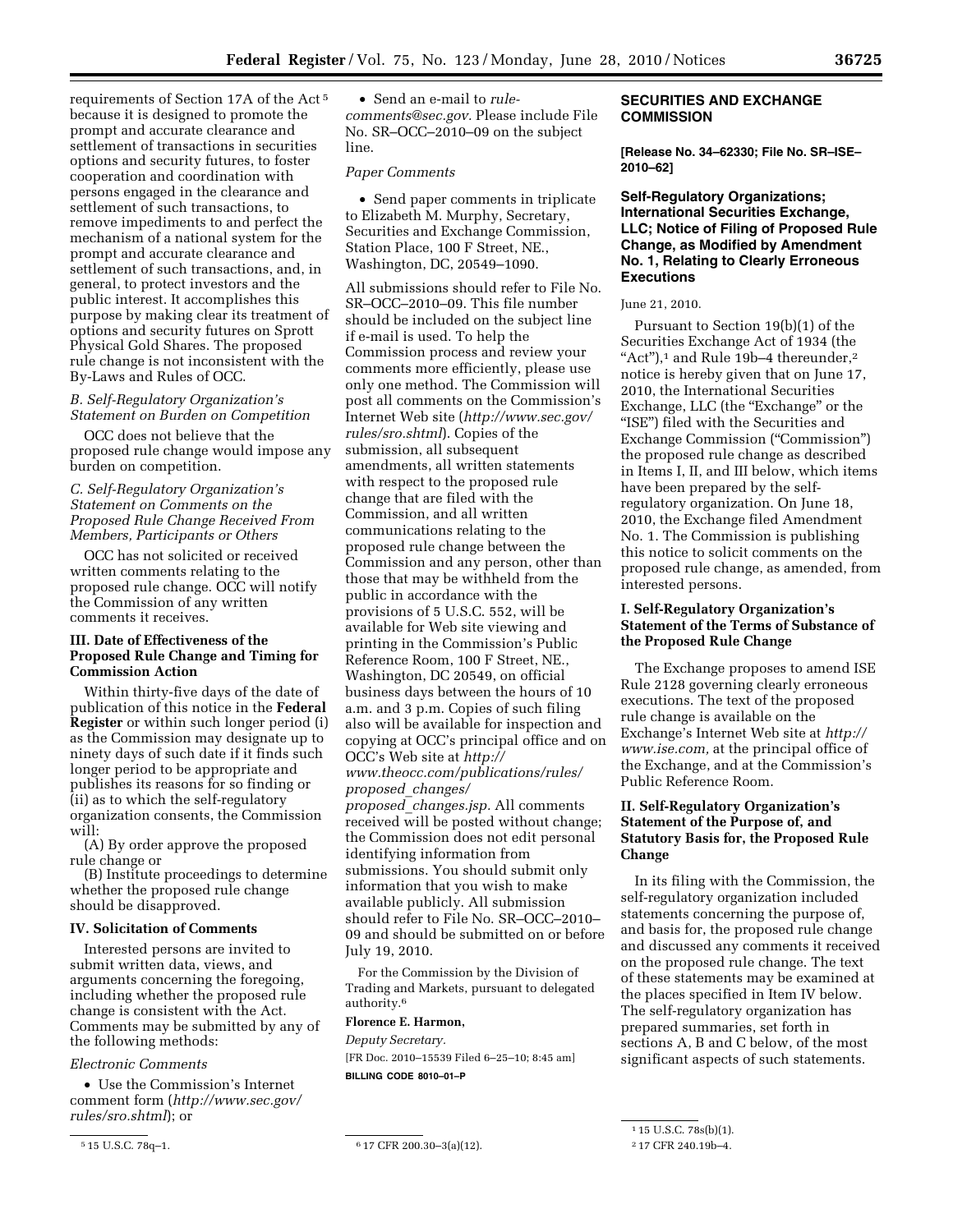requirements of Section 17A of the Act[5] because it is designed to promote the prompt and accurate clearance and settlement of transactions in securities options and security futures, to foster cooperation and coordination with persons engaged in the clearance and settlement of such transactions, to remove impediments to and perfect the mechanism of a national system for the prompt and accurate clearance and settlement of such transactions, and, in general, to protect investors and the public interest. It accomplishes this purpose by making clear its treatment of options and security futures on Sprott Physical Gold Shares. The proposed rule change is not inconsistent with the By-Laws and Rules of OCC.

*B. Self-Regulatory Organization's Statement on Burden on Competition*

OCC does not believe that the proposed rule change would impose any burden on competition.

*C. Self-Regulatory Organization's Statement on Comments on the Proposed Rule Change Received From Members, Participants or Others*

OCC has not solicited or received written comments relating to the proposed rule change. OCC will notify the Commission of any written comments it receives.

**III. Date of Effectiveness of the Proposed Rule Change and Timing for Commission Action**

Within thirty-five days of the date of publication of this notice in the **Federal Register** or within such longer period (i) as the Commission may designate up to ninety days of such date if it finds such longer period to be appropriate and publishes its reasons for so finding or (ii) as to which the self-regulatory organization consents, the Commission will:

(A) By order approve the proposed rule change or

(B) Institute proceedings to determine whether the proposed rule change should be disapproved.

**IV. Solicitation of Comments**

Interested persons are invited to submit written data, views, and arguments concerning the foregoing, including whether the proposed rule change is consistent with the Act. Comments may be submitted by any of the following methods:

*Electronic Comments*

- Use the Commission's Internet comment form (*http://www.sec.gov/rules/sro.shtml*); or
- Send an e-mail to *rule-comments@sec.gov*. Please include File No. SR–OCC–2010–09 on the subject line.

*Paper Comments*

- Send paper comments in triplicate to Elizabeth M. Murphy, Secretary, Securities and Exchange Commission, Station Place, 100 F Street, NE., Washington, DC, 20549–1090.

All submissions should refer to File No. SR–OCC–2010–09. This file number should be included on the subject line if e-mail is used. To help the Commission process and review your comments more efficiently, please use only one method. The Commission will post all comments on the Commission's Internet Web site (*http://www.sec.gov/rules/sro.shtml*). Copies of the submission, all subsequent amendments, all written statements with respect to the proposed rule change that are filed with the Commission, and all written communications relating to the proposed rule change between the Commission and any person, other than those that may be withheld from the public in accordance with the provisions of 5 U.S.C. 552, will be available for Web site viewing and printing in the Commission's Public Reference Room, 100 F Street, NE., Washington, DC 20549, on official business days between the hours of 10 a.m. and 3 p.m. Copies of such filing also will be available for inspection and copying at OCC's principal office and on OCC's Web site at *http://www.theocc.com/publications/rules/proposed_changes/proposed_changes.jsp.* All comments received will be posted without change; the Commission does not edit personal identifying information from submissions. You should submit only information that you wish to make available publicly. All submission should refer to File No. SR–OCC–2010–09 and should be submitted on or before July 19, 2010.

For the Commission by the Division of Trading and Markets, pursuant to delegated authority.[6]

**Florence E. Harmon,**

*Deputy Secretary.*

[FR Doc. 2010–15539 Filed 6–25–10; 8:45 am]

**BILLING CODE 8010–01–P**

[5] 15 U.S.C. 78q–1.

[6] 17 CFR 200.30–3(a)(12).

## SECURITIES AND EXCHANGE COMMISSION

**[Release No. 34–62330; File No. SR–ISE–2010–62]**

## Self-Regulatory Organizations; International Securities Exchange, LLC; Notice of Filing of Proposed Rule Change, as Modified by Amendment No. 1, Relating to Clearly Erroneous Executions

June 21, 2010.

Pursuant to Section 19(b)(1) of the Securities Exchange Act of 1934 (the "Act"),[1] and Rule 19b–4 thereunder,[2] notice is hereby given that on June 17, 2010, the International Securities Exchange, LLC (the "Exchange" or the "ISE") filed with the Securities and Exchange Commission ("Commission") the proposed rule change as described in Items I, II, and III below, which items have been prepared by the self-regulatory organization. On June 18, 2010, the Exchange filed Amendment No. 1. The Commission is publishing this notice to solicit comments on the proposed rule change, as amended, from interested persons.

**I. Self-Regulatory Organization's Statement of the Terms of Substance of the Proposed Rule Change**

The Exchange proposes to amend ISE Rule 2128 governing clearly erroneous executions. The text of the proposed rule change is available on the Exchange's Internet Web site at *http://www.ise.com,* at the principal office of the Exchange, and at the Commission's Public Reference Room.

**II. Self-Regulatory Organization's Statement of the Purpose of, and Statutory Basis for, the Proposed Rule Change**

In its filing with the Commission, the self-regulatory organization included statements concerning the purpose of, and basis for, the proposed rule change and discussed any comments it received on the proposed rule change. The text of these statements may be examined at the places specified in Item IV below. The self-regulatory organization has prepared summaries, set forth in sections A, B and C below, of the most significant aspects of such statements.

[1] 15 U.S.C. 78s(b)(1).

[2] 17 CFR 240.19b–4.